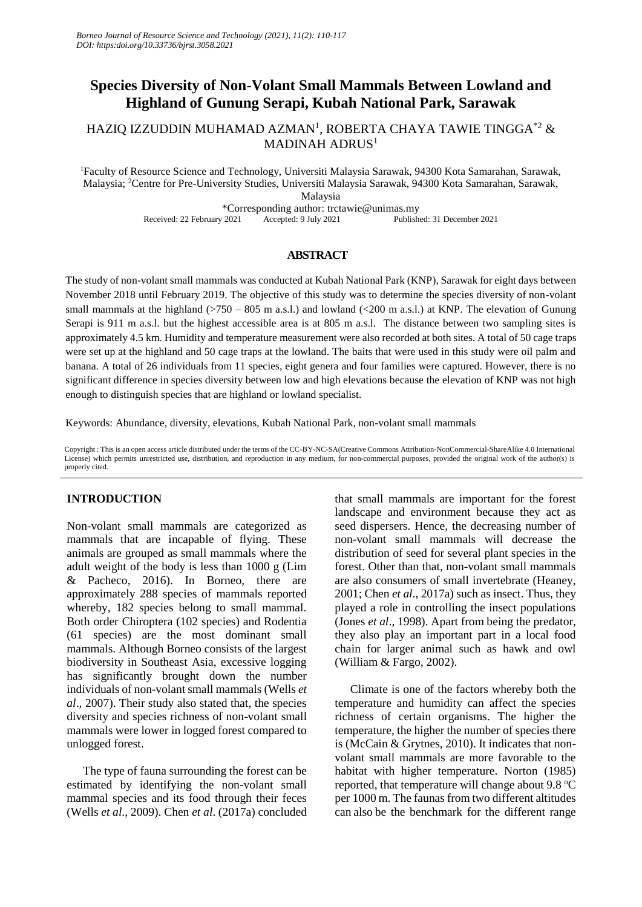# Species Diversity of Non-Volant Small Mammals Between Lowland and Highland of Gunung Serapi, Kubah National Park, Sarawak

HAZIQ IZZUDDIN MUHAMAD AZMAN[1], ROBERTA CHAYA TAWIE TINGGA*[2] & MADINAH ADRUS[1]

[1]Faculty of Resource Science and Technology, Universiti Malaysia Sarawak, 94300 Kota Samarahan, Sarawak, Malaysia; [2]Centre for Pre-University Studies, Universiti Malaysia Sarawak, 94300 Kota Samarahan, Sarawak, Malaysia

*Corresponding author: trctawie@unimas.my

Received: 22 February 2021 Accepted: 9 July 2021 Published: 31 December 2021

## ABSTRACT

The study of non-volant small mammals was conducted at Kubah National Park (KNP), Sarawak for eight days between November 2018 until February 2019. The objective of this study was to determine the species diversity of non-volant small mammals at the highland (>750 – 805 m a.s.l.) and lowland (<200 m a.s.l.) at KNP. The elevation of Gunung Serapi is 911 m a.s.l. but the highest accessible area is at 805 m a.s.l. The distance between two sampling sites is approximately 4.5 km. Humidity and temperature measurement were also recorded at both sites. A total of 50 cage traps were set up at the highland and 50 cage traps at the lowland. The baits that were used in this study were oil palm and banana. A total of 26 individuals from 11 species, eight genera and four families were captured. However, there is no significant difference in species diversity between low and high elevations because the elevation of KNP was not high enough to distinguish species that are highland or lowland specialist.

Keywords: Abundance, diversity, elevations, Kubah National Park, non-volant small mammals

Copyright : This is an open access article distributed under the terms of the CC-BY-NC-SA(Creative Commons Attribution-NonCommercial-ShareAlike 4.0 International License) which permits unrestricted use, distribution, and reproduction in any medium, for non-commercial purposes, provided the original work of the author(s) is properly cited.

## INTRODUCTION

Non-volant small mammals are categorized as mammals that are incapable of flying. These animals are grouped as small mammals where the adult weight of the body is less than 1000 g (Lim & Pacheco, 2016). In Borneo, there are approximately 288 species of mammals reported whereby, 182 species belong to small mammal. Both order Chiroptera (102 species) and Rodentia (61 species) are the most dominant small mammals. Although Borneo consists of the largest biodiversity in Southeast Asia, excessive logging has significantly brought down the number individuals of non-volant small mammals (Wells *et al*., 2007). Their study also stated that, the species diversity and species richness of non-volant small mammals were lower in logged forest compared to unlogged forest.

The type of fauna surrounding the forest can be estimated by identifying the non-volant small mammal species and its food through their feces (Wells *et al*., 2009). Chen *et al*. (2017a) concluded that small mammals are important for the forest landscape and environment because they act as seed dispersers. Hence, the decreasing number of non-volant small mammals will decrease the distribution of seed for several plant species in the forest. Other than that, non-volant small mammals are also consumers of small invertebrate (Heaney, 2001; Chen *et al*., 2017a) such as insect. Thus, they played a role in controlling the insect populations (Jones *et al*., 1998). Apart from being the predator, they also play an important part in a local food chain for larger animal such as hawk and owl (William & Fargo, 2002).

Climate is one of the factors whereby both the temperature and humidity can affect the species richness of certain organisms. The higher the temperature, the higher the number of species there is (McCain & Grytnes, 2010). It indicates that non-volant small mammals are more favorable to the habitat with higher temperature. Norton (1985) reported, that temperature will change about 9.8 °C per 1000 m. The faunas from two different altitudes can also be the benchmark for the different range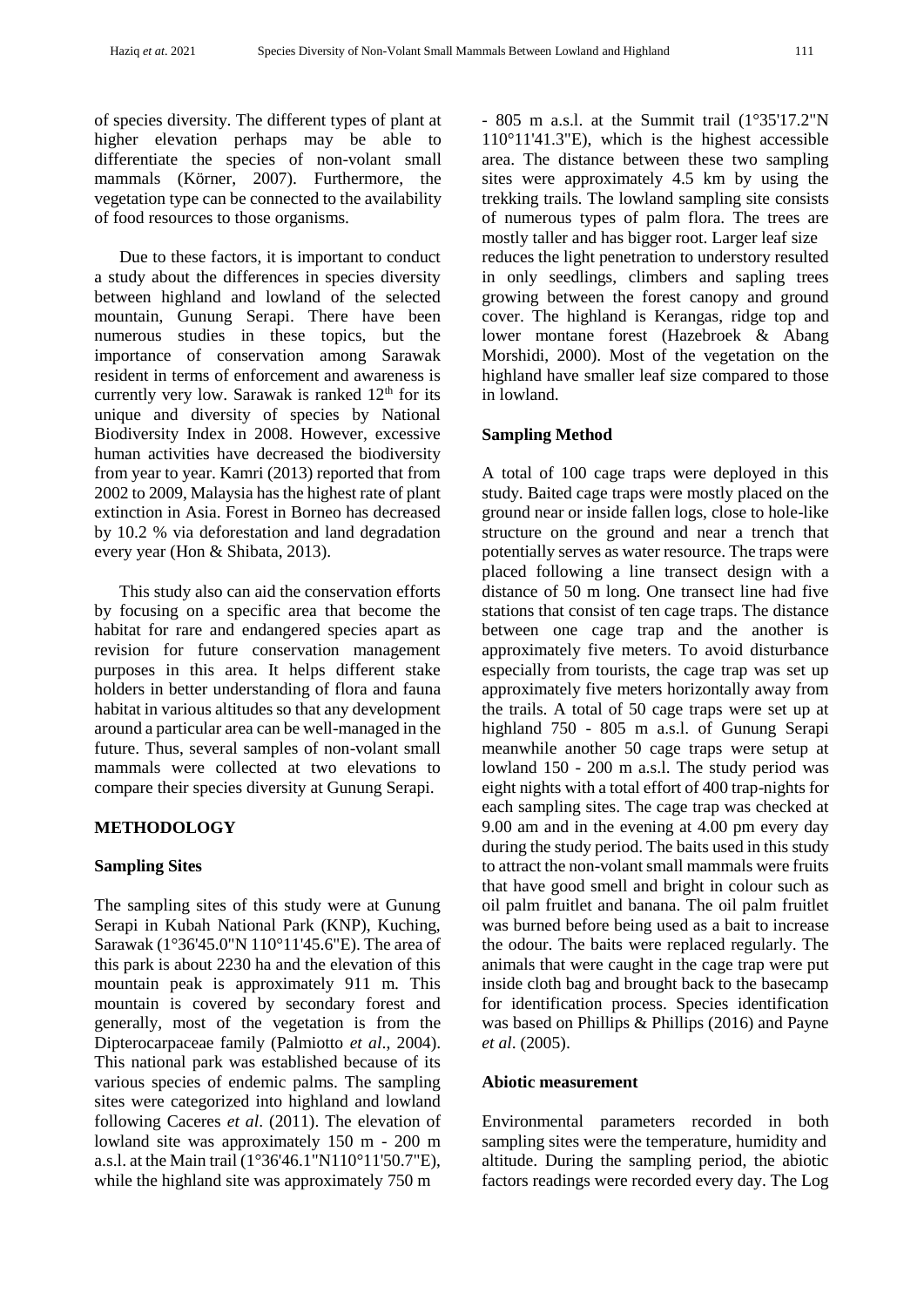of species diversity. The different types of plant at higher elevation perhaps may be able to differentiate the species of non-volant small mammals (Körner, 2007). Furthermore, the vegetation type can be connected to the availability of food resources to those organisms.

Due to these factors, it is important to conduct a study about the differences in species diversity between highland and lowland of the selected mountain, Gunung Serapi. There have been numerous studies in these topics, but the importance of conservation among Sarawak resident in terms of enforcement and awareness is currently very low. Sarawak is ranked 12th for its unique and diversity of species by National Biodiversity Index in 2008. However, excessive human activities have decreased the biodiversity from year to year. Kamri (2013) reported that from 2002 to 2009, Malaysia has the highest rate of plant extinction in Asia. Forest in Borneo has decreased by 10.2 % via deforestation and land degradation every year (Hon & Shibata, 2013).

This study also can aid the conservation efforts by focusing on a specific area that become the habitat for rare and endangered species apart as revision for future conservation management purposes in this area. It helps different stake holders in better understanding of flora and fauna habitat in various altitudes so that any development around a particular area can be well-managed in the future. Thus, several samples of non-volant small mammals were collected at two elevations to compare their species diversity at Gunung Serapi.

## METHODOLOGY

### Sampling Sites

The sampling sites of this study were at Gunung Serapi in Kubah National Park (KNP), Kuching, Sarawak (1°36'45.0"N 110°11'45.6"E). The area of this park is about 2230 ha and the elevation of this mountain peak is approximately 911 m. This mountain is covered by secondary forest and generally, most of the vegetation is from the Dipterocarpaceae family (Palmiotto *et al*., 2004). This national park was established because of its various species of endemic palms. The sampling sites were categorized into highland and lowland following Caceres *et al*. (2011). The elevation of lowland site was approximately 150 m - 200 m a.s.l. at the Main trail (1°36'46.1"N110°11'50.7"E), while the highland site was approximately 750 m - 805 m a.s.l. at the Summit trail (1°35'17.2"N 110°11'41.3"E), which is the highest accessible area. The distance between these two sampling sites were approximately 4.5 km by using the trekking trails. The lowland sampling site consists of numerous types of palm flora. The trees are mostly taller and has bigger root. Larger leaf size reduces the light penetration to understory resulted in only seedlings, climbers and sapling trees growing between the forest canopy and ground cover. The highland is Kerangas, ridge top and lower montane forest (Hazebroek & Abang Morshidi, 2000). Most of the vegetation on the highland have smaller leaf size compared to those in lowland.

### Sampling Method

A total of 100 cage traps were deployed in this study. Baited cage traps were mostly placed on the ground near or inside fallen logs, close to hole-like structure on the ground and near a trench that potentially serves as water resource. The traps were placed following a line transect design with a distance of 50 m long. One transect line had five stations that consist of ten cage traps. The distance between one cage trap and the another is approximately five meters. To avoid disturbance especially from tourists, the cage trap was set up approximately five meters horizontally away from the trails. A total of 50 cage traps were set up at highland 750 - 805 m a.s.l. of Gunung Serapi meanwhile another 50 cage traps were setup at lowland 150 - 200 m a.s.l. The study period was eight nights with a total effort of 400 trap-nights for each sampling sites. The cage trap was checked at 9.00 am and in the evening at 4.00 pm every day during the study period. The baits used in this study to attract the non-volant small mammals were fruits that have good smell and bright in colour such as oil palm fruitlet and banana. The oil palm fruitlet was burned before being used as a bait to increase the odour. The baits were replaced regularly. The animals that were caught in the cage trap were put inside cloth bag and brought back to the basecamp for identification process. Species identification was based on Phillips & Phillips (2016) and Payne *et al*. (2005).

### Abiotic measurement

Environmental parameters recorded in both sampling sites were the temperature, humidity and altitude. During the sampling period, the abiotic factors readings were recorded every day. The Log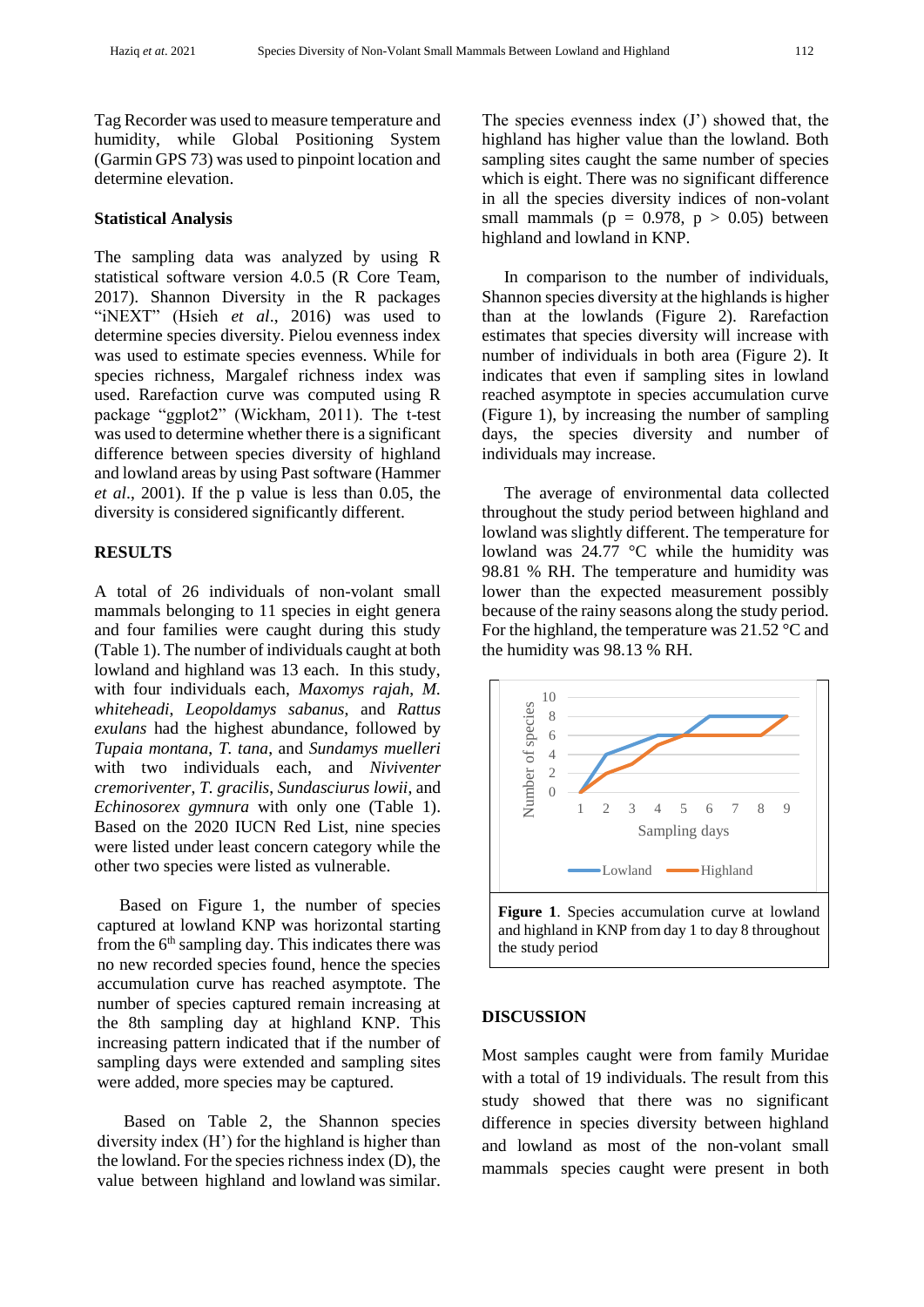Tag Recorder was used to measure temperature and humidity, while Global Positioning System (Garmin GPS 73) was used to pinpoint location and determine elevation.

### Statistical Analysis

The sampling data was analyzed by using R statistical software version 4.0.5 (R Core Team, 2017). Shannon Diversity in the R packages "iNEXT" (Hsieh *et al*., 2016) was used to determine species diversity. Pielou evenness index was used to estimate species evenness. While for species richness, Margalef richness index was used. Rarefaction curve was computed using R package "ggplot2" (Wickham, 2011). The t-test was used to determine whether there is a significant difference between species diversity of highland and lowland areas by using Past software (Hammer *et al*., 2001). If the p value is less than 0.05, the diversity is considered significantly different.

## RESULTS

A total of 26 individuals of non-volant small mammals belonging to 11 species in eight genera and four families were caught during this study (Table 1). The number of individuals caught at both lowland and highland was 13 each. In this study, with four individuals each, *Maxomys rajah*, *M. whiteheadi*, *Leopoldamys sabanus*, and *Rattus exulans* had the highest abundance, followed by *Tupaia montana*, *T. tana*, and *Sundamys muelleri* with two individuals each, and *Niviventer cremoriventer*, *T. gracilis*, *Sundasciurus lowii*, and *Echinosorex gymnura* with only one (Table 1). Based on the 2020 IUCN Red List, nine species were listed under least concern category while the other two species were listed as vulnerable.

Based on Figure 1, the number of species captured at lowland KNP was horizontal starting from the 6th sampling day. This indicates there was no new recorded species found, hence the species accumulation curve has reached asymptote. The number of species captured remain increasing at the 8th sampling day at highland KNP. This increasing pattern indicated that if the number of sampling days were extended and sampling sites were added, more species may be captured.

Based on Table 2, the Shannon species diversity index (H') for the highland is higher than the lowland. For the species richness index (D), the value between highland and lowland was similar. The species evenness index (J') showed that, the highland has higher value than the lowland. Both sampling sites caught the same number of species which is eight. There was no significant difference in all the species diversity indices of non-volant small mammals ($p = 0.978$, $p > 0.05$) between highland and lowland in KNP.

In comparison to the number of individuals, Shannon species diversity at the highlands is higher than at the lowlands (Figure 2). Rarefaction estimates that species diversity will increase with number of individuals in both area (Figure 2). It indicates that even if sampling sites in lowland reached asymptote in species accumulation curve (Figure 1), by increasing the number of sampling days, the species diversity and number of individuals may increase.

The average of environmental data collected throughout the study period between highland and lowland was slightly different. The temperature for lowland was 24.77 °C while the humidity was 98.81 % RH. The temperature and humidity was lower than the expected measurement possibly because of the rainy seasons along the study period. For the highland, the temperature was 21.52 °C and the humidity was 98.13 % RH.

**Figure 1**. Species accumulation curve at lowland and highland in KNP from day 1 to day 8 throughout the study period

## DISCUSSION

Most samples caught were from family Muridae with a total of 19 individuals. The result from this study showed that there was no significant difference in species diversity between highland and lowland as most of the non-volant small mammals species caught were present in both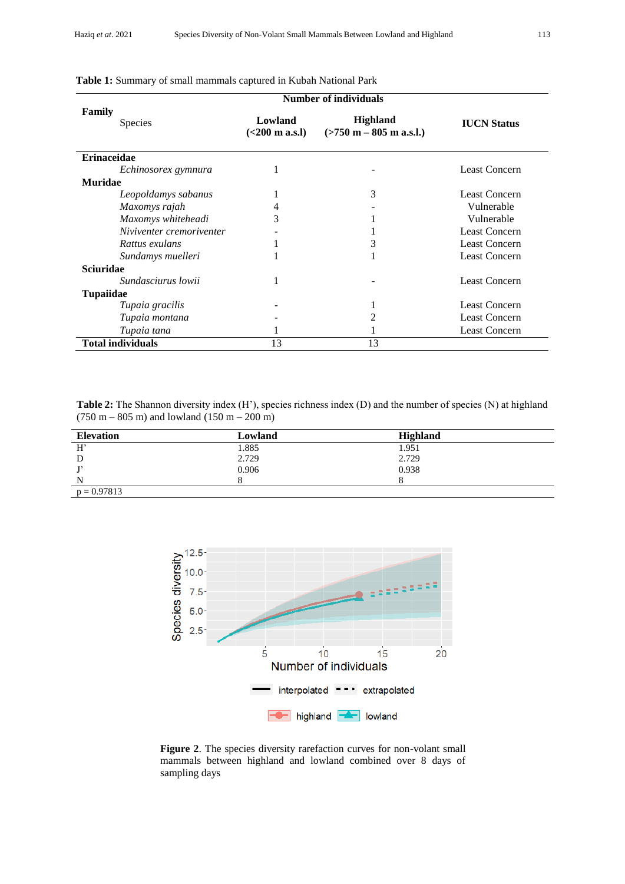**Table 1:** Summary of small mammals captured in Kubah National Park

| Family<br>Species | Number of individuals<br>Lowland (<200 m a.s.l) | <br>Highland (>750 m – 805 m a.s.l.) | IUCN Status |
|---|---|---|---|
| **Erinaceidae** | | | |
| *Echinosorex gymnura* | 1 | - | Least Concern |
| **Muridae** | | | |
| *Leopoldamys sabanus* | 1 | 3 | Least Concern |
| *Maxomys rajah* | 4 | - | Vulnerable |
| *Maxomys whiteheadi* | 3 | 1 | Vulnerable |
| *Niviventer cremoriventer* | - | 1 | Least Concern |
| *Rattus exulans* | 1 | 3 | Least Concern |
| *Sundamys muelleri* | 1 | 1 | Least Concern |
| **Sciuridae** | | | |
| *Sundasciurus lowii* | 1 | - | Least Concern |
| **Tupaiidae** | | | |
| *Tupaia gracilis* | - | 1 | Least Concern |
| *Tupaia montana* | - | 2 | Least Concern |
| *Tupaia tana* | 1 | 1 | Least Concern |
| **Total individuals** | 13 | 13 | |

**Table 2:** The Shannon diversity index (H'), species richness index (D) and the number of species (N) at highland (750 m – 805 m) and lowland (150 m – 200 m)

| Elevation | Lowland | Highland |
|---|---|---|
| H' | 1.885 | 1.951 |
| D | 2.729 | 2.729 |
| J' | 0.906 | 0.938 |
| N | 8 | 8 |
| p = 0.97813 | | |

**Figure 2**. The species diversity rarefaction curves for non-volant small mammals between highland and lowland combined over 8 days of sampling days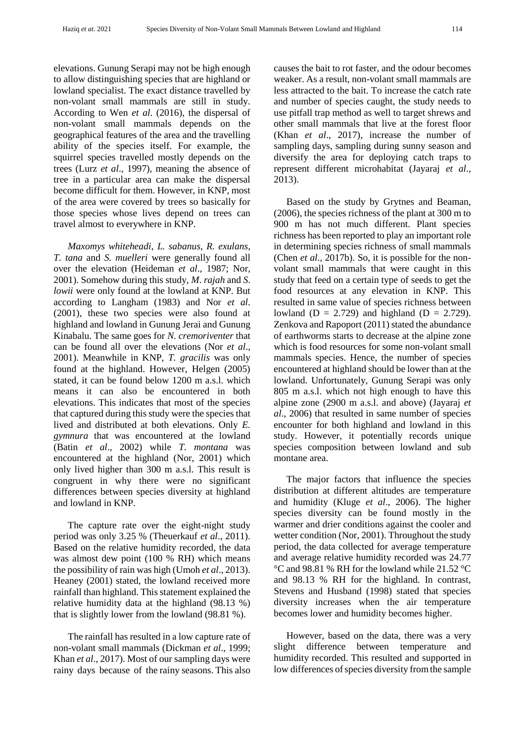elevations. Gunung Serapi may not be high enough to allow distinguishing species that are highland or lowland specialist. The exact distance travelled by non-volant small mammals are still in study. According to Wen *et al*. (2016), the dispersal of non-volant small mammals depends on the geographical features of the area and the travelling ability of the species itself. For example, the squirrel species travelled mostly depends on the trees (Lurz *et al*., 1997), meaning the absence of tree in a particular area can make the dispersal become difficult for them. However, in KNP, most of the area were covered by trees so basically for those species whose lives depend on trees can travel almost to everywhere in KNP.

*Maxomys whiteheadi*, *L. sabanus*, *R. exulans*, *T. tana* and *S. muelleri* were generally found all over the elevation (Heideman *et al*., 1987; Nor, 2001). Somehow during this study, *M. rajah* and *S. lowii* were only found at the lowland at KNP. But according to Langham (1983) and Nor *et al*. (2001), these two species were also found at highland and lowland in Gunung Jerai and Gunung Kinabalu. The same goes for *N. cremoriventer* that can be found all over the elevations (Nor *et al*., 2001). Meanwhile in KNP, *T. gracilis* was only found at the highland. However, Helgen (2005) stated, it can be found below 1200 m a.s.l. which means it can also be encountered in both elevations. This indicates that most of the species that captured during this study were the species that lived and distributed at both elevations. Only *E. gymnura* that was encountered at the lowland (Batin *et al*., 2002) while *T. montana* was encountered at the highland (Nor, 2001) which only lived higher than 300 m a.s.l. This result is congruent in why there were no significant differences between species diversity at highland and lowland in KNP.

The capture rate over the eight-night study period was only 3.25 % (Theuerkauf *et al*., 2011). Based on the relative humidity recorded, the data was almost dew point (100 % RH) which means the possibility of rain was high (Umoh *et al*., 2013). Heaney (2001) stated, the lowland received more rainfall than highland. This statement explained the relative humidity data at the highland (98.13 %) that is slightly lower from the lowland (98.81 %).

The rainfall has resulted in a low capture rate of non-volant small mammals (Dickman *et al*., 1999; Khan *et al*., 2017). Most of our sampling days were rainy days because of the rainy seasons. This also causes the bait to rot faster, and the odour becomes weaker. As a result, non-volant small mammals are less attracted to the bait. To increase the catch rate and number of species caught, the study needs to use pitfall trap method as well to target shrews and other small mammals that live at the forest floor (Khan *et al*., 2017), increase the number of sampling days, sampling during sunny season and diversify the area for deploying catch traps to represent different microhabitat (Jayaraj *et al*., 2013).

Based on the study by Grytnes and Beaman, (2006), the species richness of the plant at 300 m to 900 m has not much different. Plant species richness has been reported to play an important role in determining species richness of small mammals (Chen *et al*., 2017b). So, it is possible for the non-volant small mammals that were caught in this study that feed on a certain type of seeds to get the food resources at any elevation in KNP. This resulted in same value of species richness between lowland ($D = 2.729$) and highland ($D = 2.729$). Zenkova and Rapoport (2011) stated the abundance of earthworms starts to decrease at the alpine zone which is food resources for some non-volant small mammals species. Hence, the number of species encountered at highland should be lower than at the lowland. Unfortunately, Gunung Serapi was only 805 m a.s.l. which not high enough to have this alpine zone (2900 m a.s.l. and above) (Jayaraj *et al*., 2006) that resulted in same number of species encounter for both highland and lowland in this study. However, it potentially records unique species composition between lowland and sub montane area.

The major factors that influence the species distribution at different altitudes are temperature and humidity (Kluge *et al*., 2006). The higher species diversity can be found mostly in the warmer and drier conditions against the cooler and wetter condition (Nor, 2001). Throughout the study period, the data collected for average temperature and average relative humidity recorded was 24.77 °C and 98.81 % RH for the lowland while 21.52 °C and 98.13 % RH for the highland. In contrast, Stevens and Husband (1998) stated that species diversity increases when the air temperature becomes lower and humidity becomes higher.

However, based on the data, there was a very slight difference between temperature and humidity recorded. This resulted and supported in low differences of species diversity from the sample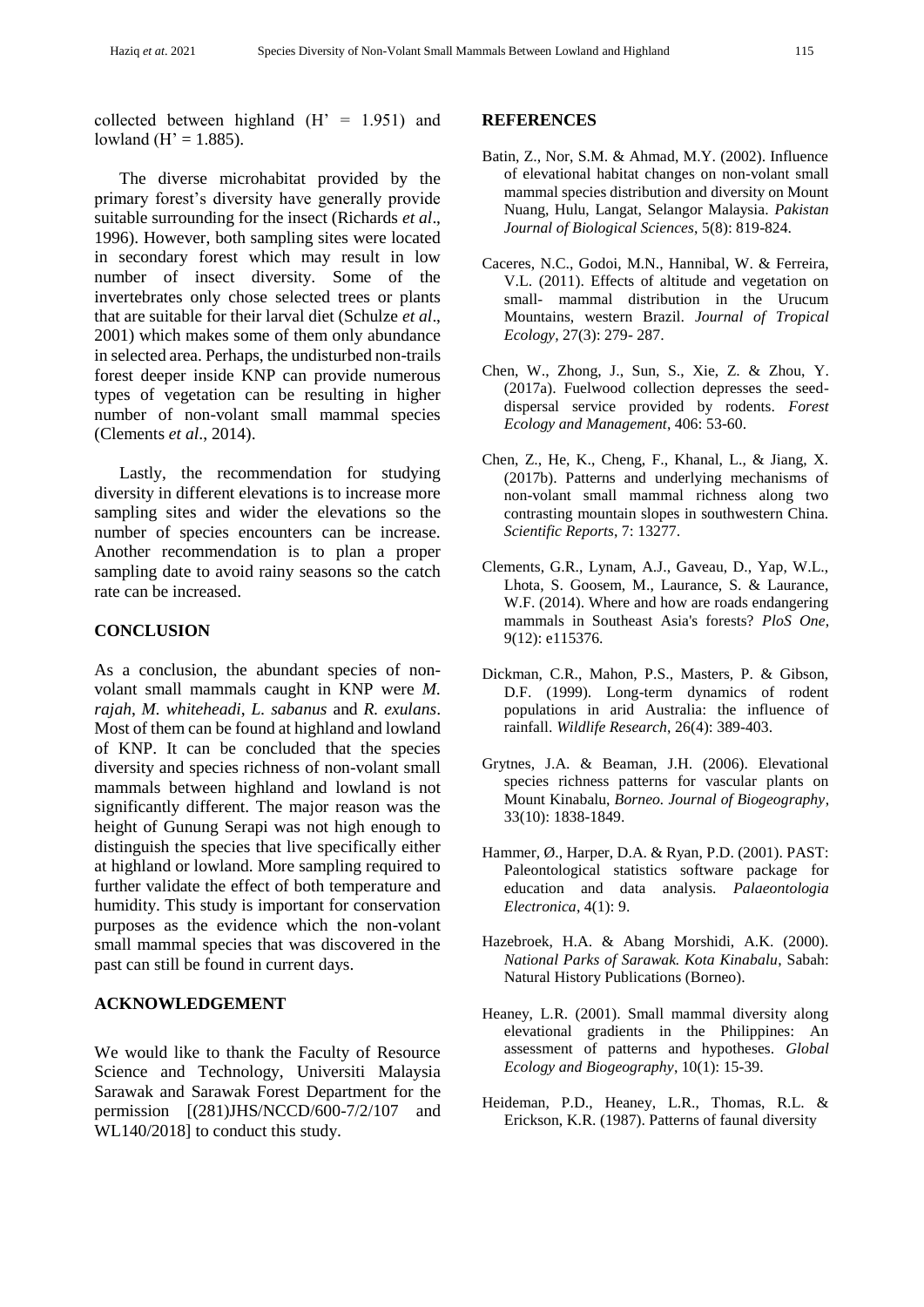collected between highland (H' = 1.951) and lowland (H' = 1.885).

The diverse microhabitat provided by the primary forest's diversity have generally provide suitable surrounding for the insect (Richards *et al*., 1996). However, both sampling sites were located in secondary forest which may result in low number of insect diversity. Some of the invertebrates only chose selected trees or plants that are suitable for their larval diet (Schulze *et al*., 2001) which makes some of them only abundance in selected area. Perhaps, the undisturbed non-trails forest deeper inside KNP can provide numerous types of vegetation can be resulting in higher number of non-volant small mammal species (Clements *et al*., 2014).

Lastly, the recommendation for studying diversity in different elevations is to increase more sampling sites and wider the elevations so the number of species encounters can be increase. Another recommendation is to plan a proper sampling date to avoid rainy seasons so the catch rate can be increased.

## CONCLUSION

As a conclusion, the abundant species of non-volant small mammals caught in KNP were *M. rajah*, *M. whiteheadi*, *L. sabanus* and *R. exulans*. Most of them can be found at highland and lowland of KNP. It can be concluded that the species diversity and species richness of non-volant small mammals between highland and lowland is not significantly different. The major reason was the height of Gunung Serapi was not high enough to distinguish the species that live specifically either at highland or lowland. More sampling required to further validate the effect of both temperature and humidity. This study is important for conservation purposes as the evidence which the non-volant small mammal species that was discovered in the past can still be found in current days.

## ACKNOWLEDGEMENT

We would like to thank the Faculty of Resource Science and Technology, Universiti Malaysia Sarawak and Sarawak Forest Department for the permission [(281)JHS/NCCD/600-7/2/107 and WL140/2018] to conduct this study.

## REFERENCES

Batin, Z., Nor, S.M. & Ahmad, M.Y. (2002). Influence of elevational habitat changes on non-volant small mammal species distribution and diversity on Mount Nuang, Hulu, Langat, Selangor Malaysia. *Pakistan Journal of Biological Sciences*, 5(8): 819-824.

Caceres, N.C., Godoi, M.N., Hannibal, W. & Ferreira, V.L. (2011). Effects of altitude and vegetation on small- mammal distribution in the Urucum Mountains, western Brazil. *Journal of Tropical Ecology*, 27(3): 279- 287.

Chen, W., Zhong, J., Sun, S., Xie, Z. & Zhou, Y. (2017a). Fuelwood collection depresses the seed-dispersal service provided by rodents. *Forest Ecology and Management*, 406: 53-60.

Chen, Z., He, K., Cheng, F., Khanal, L., & Jiang, X. (2017b). Patterns and underlying mechanisms of non-volant small mammal richness along two contrasting mountain slopes in southwestern China. *Scientific Reports*, 7: 13277.

Clements, G.R., Lynam, A.J., Gaveau, D., Yap, W.L., Lhota, S. Goosem, M., Laurance, S. & Laurance, W.F. (2014). Where and how are roads endangering mammals in Southeast Asia's forests? *PloS One*, 9(12): e115376.

Dickman, C.R., Mahon, P.S., Masters, P. & Gibson, D.F. (1999). Long-term dynamics of rodent populations in arid Australia: the influence of rainfall. *Wildlife Research*, 26(4): 389-403.

Grytnes, J.A. & Beaman, J.H. (2006). Elevational species richness patterns for vascular plants on Mount Kinabalu, *Borneo. Journal of Biogeography*, 33(10): 1838-1849.

Hammer, Ø., Harper, D.A. & Ryan, P.D. (2001). PAST: Paleontological statistics software package for education and data analysis. *Palaeontologia Electronica*, 4(1): 9.

Hazebroek, H.A. & Abang Morshidi, A.K. (2000). *National Parks of Sarawak. Kota Kinabalu*, Sabah: Natural History Publications (Borneo).

Heaney, L.R. (2001). Small mammal diversity along elevational gradients in the Philippines: An assessment of patterns and hypotheses. *Global Ecology and Biogeography*, 10(1): 15-39.

Heideman, P.D., Heaney, L.R., Thomas, R.L. & Erickson, K.R. (1987). Patterns of faunal diversity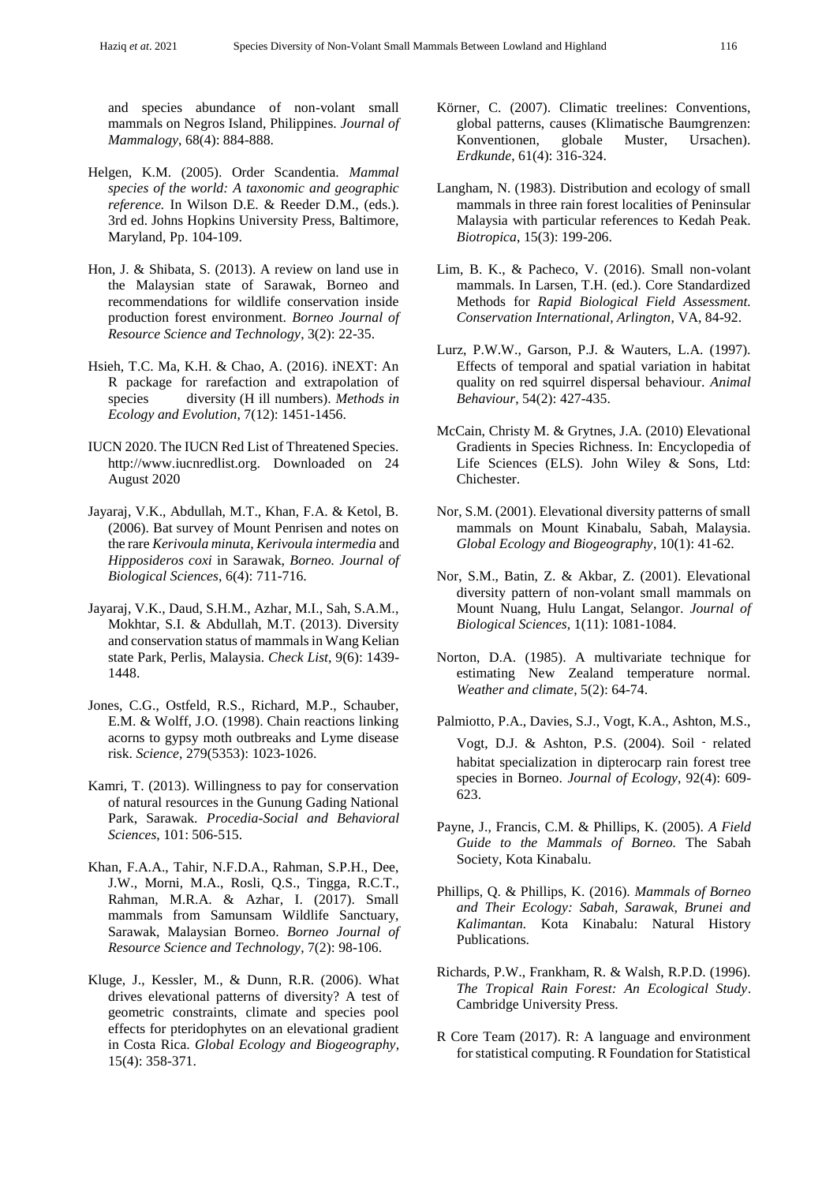and species abundance of non-volant small mammals on Negros Island, Philippines. *Journal of Mammalogy*, 68(4): 884-888.

Helgen, K.M. (2005). Order Scandentia. *Mammal species of the world: A taxonomic and geographic reference.* In Wilson D.E. & Reeder D.M., (eds.). 3rd ed. Johns Hopkins University Press, Baltimore, Maryland, Pp. 104-109.

Hon, J. & Shibata, S. (2013). A review on land use in the Malaysian state of Sarawak, Borneo and recommendations for wildlife conservation inside production forest environment. *Borneo Journal of Resource Science and Technology*, 3(2): 22-35.

Hsieh, T.C. Ma, K.H. & Chao, A. (2016). iNEXT: An R package for rarefaction and extrapolation of species diversity (H ill numbers). *Methods in Ecology and Evolution*, 7(12): 1451-1456.

IUCN 2020. The IUCN Red List of Threatened Species. http://www.iucnredlist.org. Downloaded on 24 August 2020

Jayaraj, V.K., Abdullah, M.T., Khan, F.A. & Ketol, B. (2006). Bat survey of Mount Penrisen and notes on the rare *Kerivoula minuta, Kerivoula intermedia* and *Hipposideros coxi* in Sarawak, *Borneo. Journal of Biological Sciences*, 6(4): 711-716.

Jayaraj, V.K., Daud, S.H.M., Azhar, M.I., Sah, S.A.M., Mokhtar, S.I. & Abdullah, M.T. (2013). Diversity and conservation status of mammals in Wang Kelian state Park, Perlis, Malaysia. *Check List*, 9(6): 1439-1448.

Jones, C.G., Ostfeld, R.S., Richard, M.P., Schauber, E.M. & Wolff, J.O. (1998). Chain reactions linking acorns to gypsy moth outbreaks and Lyme disease risk. *Science*, 279(5353): 1023-1026.

Kamri, T. (2013). Willingness to pay for conservation of natural resources in the Gunung Gading National Park, Sarawak. *Procedia-Social and Behavioral Sciences*, 101: 506-515.

Khan, F.A.A., Tahir, N.F.D.A., Rahman, S.P.H., Dee, J.W., Morni, M.A., Rosli, Q.S., Tingga, R.C.T., Rahman, M.R.A. & Azhar, I. (2017). Small mammals from Samunsam Wildlife Sanctuary, Sarawak, Malaysian Borneo. *Borneo Journal of Resource Science and Technology*, 7(2): 98-106.

Kluge, J., Kessler, M., & Dunn, R.R. (2006). What drives elevational patterns of diversity? A test of geometric constraints, climate and species pool effects for pteridophytes on an elevational gradient in Costa Rica. *Global Ecology and Biogeography*, 15(4): 358-371.

Körner, C. (2007). Climatic treelines: Conventions, global patterns, causes (Klimatische Baumgrenzen: Konventionen, globale Muster, Ursachen). *Erdkunde*, 61(4): 316-324.

Langham, N. (1983). Distribution and ecology of small mammals in three rain forest localities of Peninsular Malaysia with particular references to Kedah Peak. *Biotropica*, 15(3): 199-206.

Lim, B. K., & Pacheco, V. (2016). Small non-volant mammals. In Larsen, T.H. (ed.). Core Standardized Methods for *Rapid Biological Field Assessment. Conservation International, Arlington*, VA, 84-92.

Lurz, P.W.W., Garson, P.J. & Wauters, L.A. (1997). Effects of temporal and spatial variation in habitat quality on red squirrel dispersal behaviour. *Animal Behaviour*, 54(2): 427-435.

McCain, Christy M. & Grytnes, J.A. (2010) Elevational Gradients in Species Richness. In: Encyclopedia of Life Sciences (ELS). John Wiley & Sons, Ltd: Chichester.

Nor, S.M. (2001). Elevational diversity patterns of small mammals on Mount Kinabalu, Sabah, Malaysia. *Global Ecology and Biogeography*, 10(1): 41-62.

Nor, S.M., Batin, Z. & Akbar, Z. (2001). Elevational diversity pattern of non-volant small mammals on Mount Nuang, Hulu Langat, Selangor. *Journal of Biological Sciences*, 1(11): 1081-1084.

Norton, D.A. (1985). A multivariate technique for estimating New Zealand temperature normal. *Weather and climate*, 5(2): 64-74.

Palmiotto, P.A., Davies, S.J., Vogt, K.A., Ashton, M.S., Vogt, D.J. & Ashton, P.S. (2004). Soil ‐ related habitat specialization in dipterocarp rain forest tree species in Borneo. *Journal of Ecology*, 92(4): 609-623.

Payne, J., Francis, C.M. & Phillips, K. (2005). *A Field Guide to the Mammals of Borneo.* The Sabah Society, Kota Kinabalu.

Phillips, Q. & Phillips, K. (2016). *Mammals of Borneo and Their Ecology: Sabah, Sarawak, Brunei and Kalimantan.* Kota Kinabalu: Natural History Publications.

Richards, P.W., Frankham, R. & Walsh, R.P.D. (1996). *The Tropical Rain Forest: An Ecological Study*. Cambridge University Press.

R Core Team (2017). R: A language and environment for statistical computing. R Foundation for Statistical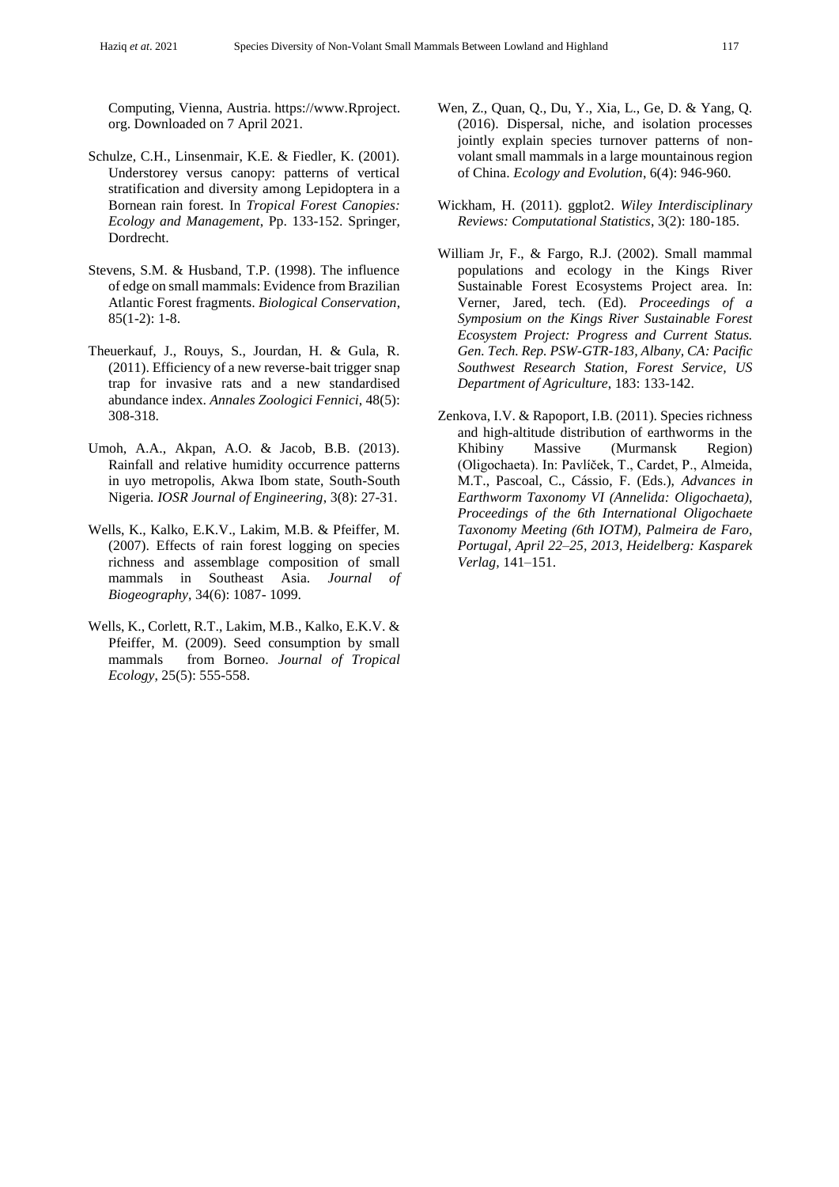Computing, Vienna, Austria. https://www.Rproject.org. Downloaded on 7 April 2021.

Schulze, C.H., Linsenmair, K.E. & Fiedler, K. (2001). Understorey versus canopy: patterns of vertical stratification and diversity among Lepidoptera in a Bornean rain forest. In *Tropical Forest Canopies: Ecology and Management*, Pp. 133-152. Springer, Dordrecht.

Stevens, S.M. & Husband, T.P. (1998). The influence of edge on small mammals: Evidence from Brazilian Atlantic Forest fragments. *Biological Conservation*, 85(1-2): 1-8.

Theuerkauf, J., Rouys, S., Jourdan, H. & Gula, R. (2011). Efficiency of a new reverse-bait trigger snap trap for invasive rats and a new standardised abundance index. *Annales Zoologici Fennici*, 48(5): 308-318.

Umoh, A.A., Akpan, A.O. & Jacob, B.B. (2013). Rainfall and relative humidity occurrence patterns in uyo metropolis, Akwa Ibom state, South-South Nigeria. *IOSR Journal of Engineering*, 3(8): 27-31.

Wells, K., Kalko, E.K.V., Lakim, M.B. & Pfeiffer, M. (2007). Effects of rain forest logging on species richness and assemblage composition of small mammals in Southeast Asia. *Journal of Biogeography*, 34(6): 1087- 1099.

Wells, K., Corlett, R.T., Lakim, M.B., Kalko, E.K.V. & Pfeiffer, M. (2009). Seed consumption by small mammals from Borneo. *Journal of Tropical Ecology*, 25(5): 555-558.

Wen, Z., Quan, Q., Du, Y., Xia, L., Ge, D. & Yang, Q. (2016). Dispersal, niche, and isolation processes jointly explain species turnover patterns of non-volant small mammals in a large mountainous region of China. *Ecology and Evolution*, 6(4): 946-960.

Wickham, H. (2011). ggplot2. *Wiley Interdisciplinary Reviews: Computational Statistics*, 3(2): 180-185.

William Jr, F., & Fargo, R.J. (2002). Small mammal populations and ecology in the Kings River Sustainable Forest Ecosystems Project area. In: Verner, Jared, tech. (Ed). *Proceedings of a Symposium on the Kings River Sustainable Forest Ecosystem Project: Progress and Current Status. Gen. Tech. Rep. PSW-GTR-183, Albany, CA: Pacific Southwest Research Station, Forest Service, US Department of Agriculture*, 183: 133-142.

Zenkova, I.V. & Rapoport, I.B. (2011). Species richness and high-altitude distribution of earthworms in the Khibiny Massive (Murmansk Region) (Oligochaeta). In: Pavlíček, T., Cardet, P., Almeida, M.T., Pascoal, C., Cássio, F. (Eds.), *Advances in Earthworm Taxonomy VI (Annelida: Oligochaeta), Proceedings of the 6th International Oligochaete Taxonomy Meeting (6th IOTM), Palmeira de Faro, Portugal, April 22–25, 2013, Heidelberg: Kasparek Verlag*, 141–151.